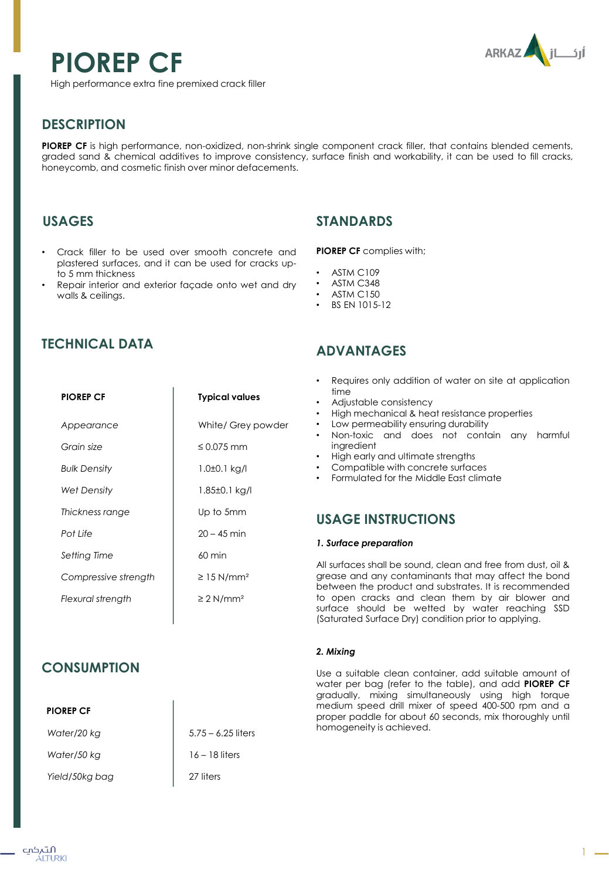# PIOREP CF

High performance extra fine premixed crack filler

## DESCRIPTION

**PIOREP CF** is high performance, non-oxidized, non-shrink single component crack filler, that contains blended cements, graded sand & chemical additives to improve consistency, surface finish and workability, it can be used to fill cracks, honeycomb, and cosmetic finish over minor defacements.

## USAGES

- Crack filler to be used over smooth concrete and plastered surfaces, and it can be used for cracks up-to 5 mm thickness
- Repair interior and exterior façade onto wet and dry walls & ceilings.

## STANDARDS

**PIOREP CF** complies with;

- ASTM C109
- ASTM C348
- ASTM C150
- BS EN 1015-12

## TECHNICAL DATA

| **PIOREP CF** | **Typical values** |
|---|---|
| *Appearance* | White/ Grey powder |
| *Grain size* | ≤ 0.075 mm |
| *Bulk Density* | 1.0±0.1 kg/l |
| *Wet Density* | 1.85±0.1 kg/l |
| *Thickness range* | Up to 5mm |
| *Pot Life* | 20 – 45 min |
| *Setting Time* | 60 min |
| *Compressive strength* | ≥ 15 N/mm² |
| *Flexural strength* | ≥ 2 N/mm² |

## ADVANTAGES

- Requires only addition of water on site at application time
- Adjustable consistency
- High mechanical & heat resistance properties
- Low permeability ensuring durability
- Non-toxic and does not contain any harmful ingredient
- High early and ultimate strengths
- Compatible with concrete surfaces
- Formulated for the Middle East climate

## CONSUMPTION

| **PIOREP CF** | |
|---|---|
| *Water/20 kg* | 5.75 – 6.25 liters |
| *Water/50 kg* | 16 – 18 liters |
| *Yield/50kg bag* | 27 liters |

## USAGE INSTRUCTIONS

***1. Surface preparation***

All surfaces shall be sound, clean and free from dust, oil & grease and any contaminants that may affect the bond between the product and substrates. It is recommended to open cracks and clean them by air blower and surface should be wetted by water reaching SSD (Saturated Surface Dry) condition prior to applying.

***2. Mixing***

Use a suitable clean container, add suitable amount of water per bag (refer to the table), and add **PIOREP CF** gradually, mixing simultaneously using high torque medium speed drill mixer of speed 400-500 rpm and a proper paddle for about 60 seconds, mix thoroughly until homogeneity is achieved.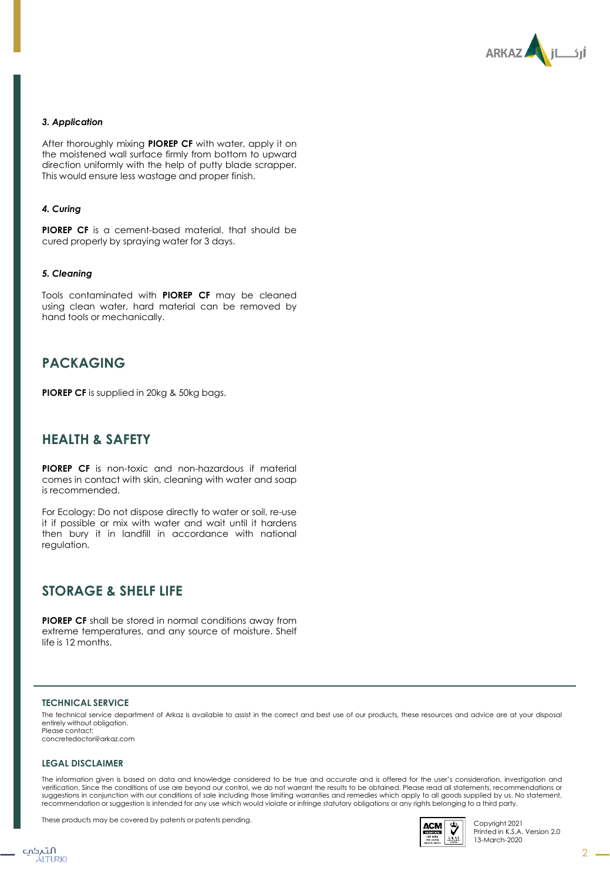### *3. Application*

After thoroughly mixing **PIOREP CF** with water, apply it on the moistened wall surface firmly from bottom to upward direction uniformly with the help of putty blade scrapper. This would ensure less wastage and proper finish.

### *4. Curing*

**PIOREP CF** is a cement-based material, that should be cured properly by spraying water for 3 days.

### *5. Cleaning*

Tools contaminated with **PIOREP CF** may be cleaned using clean water, hard material can be removed by hand tools or mechanically.

## PACKAGING

**PIOREP CF** is supplied in 20kg & 50kg bags.

## HEALTH & SAFETY

**PIOREP CF** is non-toxic and non-hazardous if material comes in contact with skin, cleaning with water and soap is recommended.

For Ecology: Do not dispose directly to water or soil, re-use it if possible or mix with water and wait until it hardens then bury it in landfill in accordance with national regulation.

## STORAGE & SHELF LIFE

**PIOREP CF** shall be stored in normal conditions away from extreme temperatures, and any source of moisture. Shelf life is 12 months.

### TECHNICAL SERVICE

The technical service department of Arkaz is available to assist in the correct and best use of our products, these resources and advice are at your disposal entirely without obligation.
Please contact:
concretedoctor@arkaz.com

### LEGAL DISCLAIMER

The information given is based on data and knowledge considered to be true and accurate and is offered for the user's consideration, investigation and verification. Since the conditions of use are beyond our control, we do not warrant the results to be obtained. Please read all statements, recommendations or suggestions in conjunction with our conditions of sale including those limiting warranties and remedies which apply to all goods supplied by us. No statement, recommendation or suggestion is intended for any use which would violate or infringe statutory obligations or any rights belonging to a third party.

These products may be covered by patents or patents pending.

Copyright 2021
Printed in K.S.A. Version 2.0
13-March-2020